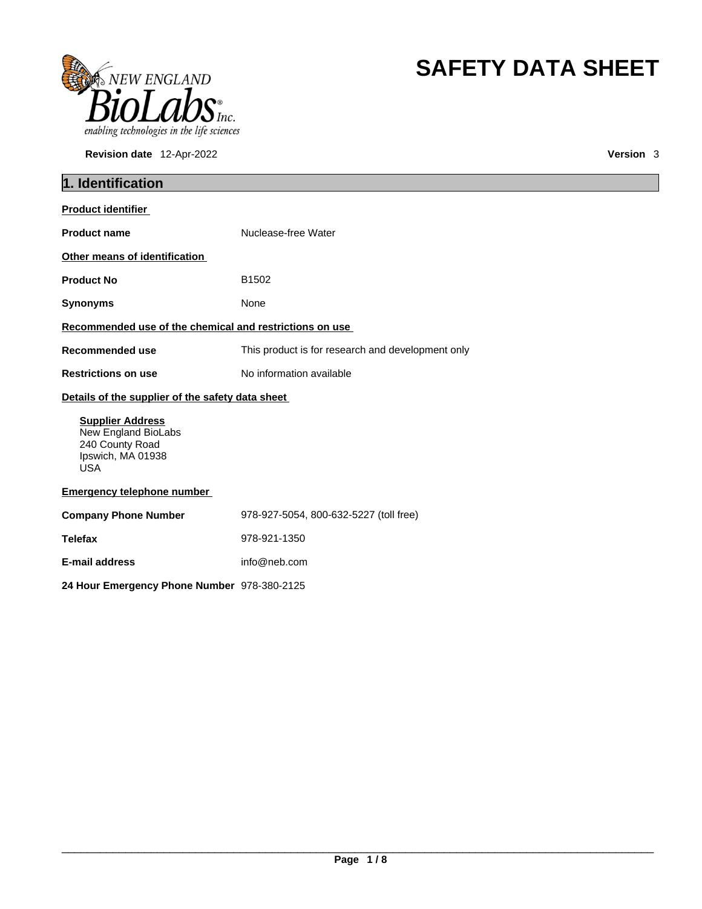# SAFETY DATA SHEET

**Revision date** 12-Apr-2022 **Version** 3

## 1. Identification

**Product identifier**

**Product name** Nuclease-free Water

**Other means of identification**

**Product No** B1502

**Synonyms** None

**Recommended use of the chemical and restrictions on use**

**Recommended use** This product is for research and development only

**Restrictions on use** No information available

**Details of the supplier of the safety data sheet**

**Supplier Address**
New England BioLabs
240 County Road
Ipswich, MA 01938
USA

**Emergency telephone number**

**Company Phone Number** 978-927-5054, 800-632-5227 (toll free)

**Telefax** 978-921-1350

**E-mail address** info@neb.com

**24 Hour Emergency Phone Number** 978-380-2125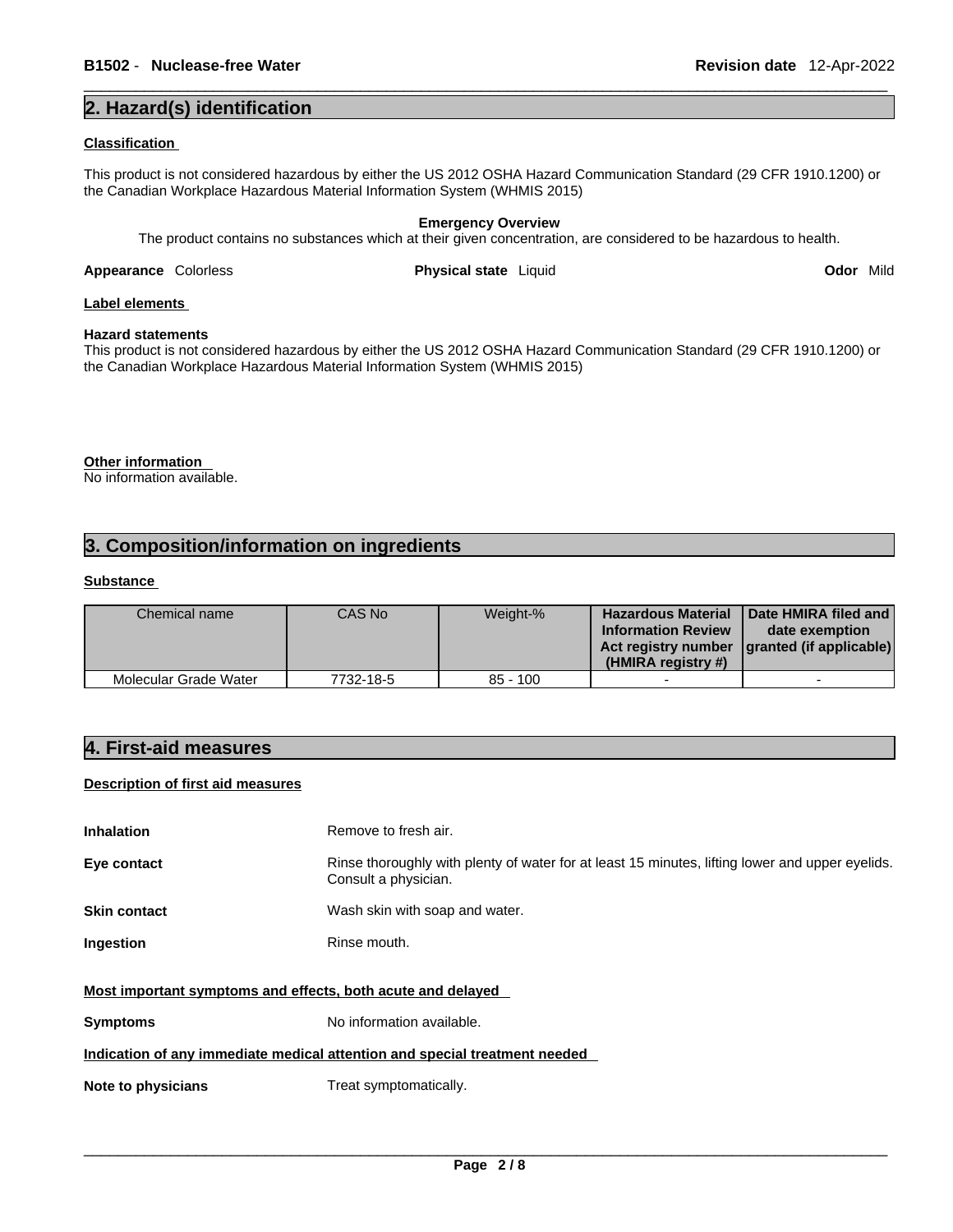## 2. Hazard(s) identification

**Classification**

This product is not considered hazardous by either the US 2012 OSHA Hazard Communication Standard (29 CFR 1910.1200) or the Canadian Workplace Hazardous Material Information System (WHMIS 2015)

**Emergency Overview**

The product contains no substances which at their given concentration, are considered to be hazardous to health.

**Appearance** Colorless **Physical state** Liquid **Odor** Mild

**Label elements**

**Hazard statements**

This product is not considered hazardous by either the US 2012 OSHA Hazard Communication Standard (29 CFR 1910.1200) or the Canadian Workplace Hazardous Material Information System (WHMIS 2015)

**Other information**

No information available.

## 3. Composition/information on ingredients

**Substance**

| Chemical name | CAS No | Weight-% | Hazardous Material Information Review Act registry number (HMIRA registry #) | Date HMIRA filed and date exemption granted (if applicable) |
| --- | --- | --- | --- | --- |
| Molecular Grade Water | 7732-18-5 | 85 - 100 | - | - |

## 4. First-aid measures

**Description of first aid measures**

**Inhalation** Remove to fresh air.

**Eye contact** Rinse thoroughly with plenty of water for at least 15 minutes, lifting lower and upper eyelids. Consult a physician.

**Skin contact** Wash skin with soap and water.

**Ingestion** Rinse mouth.

**Most important symptoms and effects, both acute and delayed**

**Symptoms** No information available.

**Indication of any immediate medical attention and special treatment needed**

**Note to physicians** Treat symptomatically.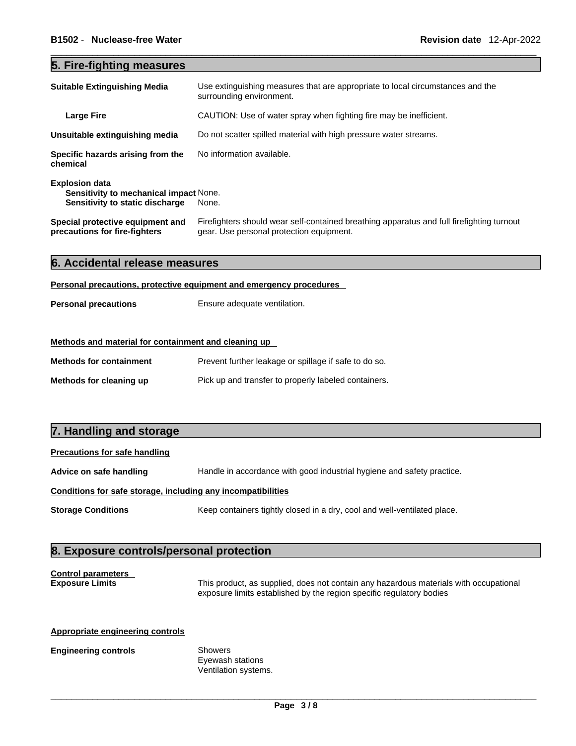## 5. Fire-fighting measures

| | |
|---|---|
| **Suitable Extinguishing Media** | Use extinguishing measures that are appropriate to local circumstances and the surrounding environment. |
| **Large Fire** | CAUTION: Use of water spray when fighting fire may be inefficient. |
| **Unsuitable extinguishing media** | Do not scatter spilled material with high pressure water streams. |
| **Specific hazards arising from the chemical** | No information available. |
| **Explosion data** | |
| **Sensitivity to mechanical impact** | None. |
| **Sensitivity to static discharge** | None. |
| **Special protective equipment and precautions for fire-fighters** | Firefighters should wear self-contained breathing apparatus and full firefighting turnout gear. Use personal protection equipment. |

## 6. Accidental release measures

**Personal precautions, protective equipment and emergency procedures**

| | |
|---|---|
| **Personal precautions** | Ensure adequate ventilation. |

**Methods and material for containment and cleaning up**

| | |
|---|---|
| **Methods for containment** | Prevent further leakage or spillage if safe to do so. |
| **Methods for cleaning up** | Pick up and transfer to properly labeled containers. |

## 7. Handling and storage

**Precautions for safe handling**

| | |
|---|---|
| **Advice on safe handling** | Handle in accordance with good industrial hygiene and safety practice. |

**Conditions for safe storage, including any incompatibilities**

| | |
|---|---|
| **Storage Conditions** | Keep containers tightly closed in a dry, cool and well-ventilated place. |

## 8. Exposure controls/personal protection

**Control parameters**

| | |
|---|---|
| **Exposure Limits** | This product, as supplied, does not contain any hazardous materials with occupational exposure limits established by the region specific regulatory bodies |

**Appropriate engineering controls**

| | |
|---|---|
| **Engineering controls** | Showers<br>Eyewash stations<br>Ventilation systems. |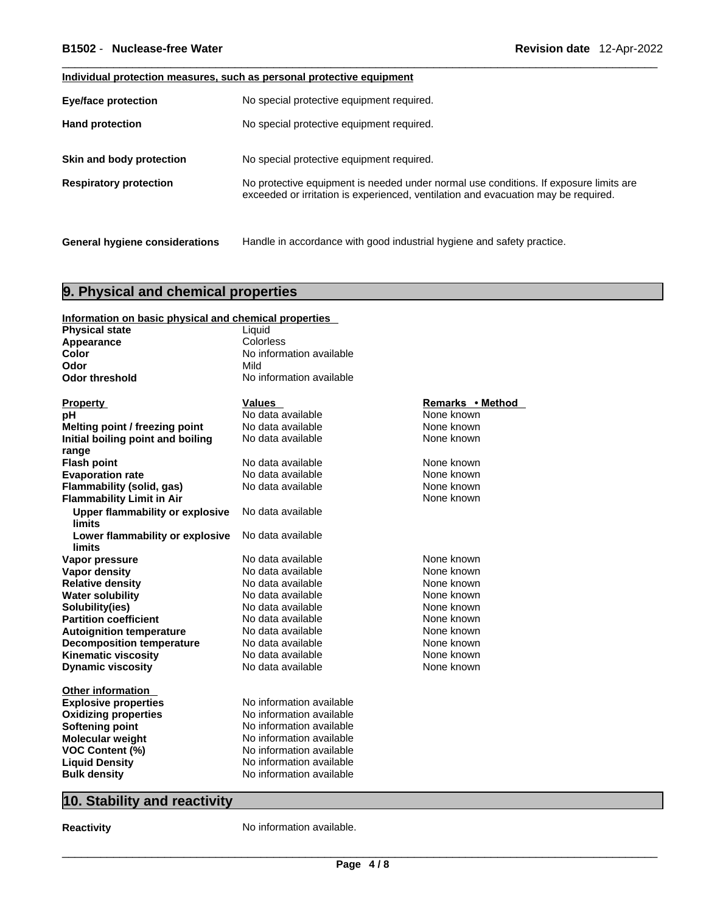**Individual protection measures, such as personal protective equipment**

| | |
|---|---|
| **Eye/face protection** | No special protective equipment required. |
| **Hand protection** | No special protective equipment required. |
| **Skin and body protection** | No special protective equipment required. |
| **Respiratory protection** | No protective equipment is needed under normal use conditions. If exposure limits are exceeded or irritation is experienced, ventilation and evacuation may be required. |
| **General hygiene considerations** | Handle in accordance with good industrial hygiene and safety practice. |

## 9. Physical and chemical properties

**Information on basic physical and chemical properties**

| | |
|---|---|
| **Physical state** | Liquid |
| **Appearance** | Colorless |
| **Color** | No information available |
| **Odor** | Mild |
| **Odor threshold** | No information available |

| Property | Values | Remarks • Method |
|---|---|---|
| **pH** | No data available | None known |
| **Melting point / freezing point** | No data available | None known |
| **Initial boiling point and boiling range** | No data available | None known |
| **Flash point** | No data available | None known |
| **Evaporation rate** | No data available | None known |
| **Flammability (solid, gas)** | No data available | None known |
| **Flammability Limit in Air** | | None known |
| **Upper flammability or explosive limits** | No data available | |
| **Lower flammability or explosive limits** | No data available | |
| **Vapor pressure** | No data available | None known |
| **Vapor density** | No data available | None known |
| **Relative density** | No data available | None known |
| **Water solubility** | No data available | None known |
| **Solubility(ies)** | No data available | None known |
| **Partition coefficient** | No data available | None known |
| **Autoignition temperature** | No data available | None known |
| **Decomposition temperature** | No data available | None known |
| **Kinematic viscosity** | No data available | None known |
| **Dynamic viscosity** | No data available | None known |

**Other information**

| | |
|---|---|
| **Explosive properties** | No information available |
| **Oxidizing properties** | No information available |
| **Softening point** | No information available |
| **Molecular weight** | No information available |
| **VOC Content (%)** | No information available |
| **Liquid Density** | No information available |
| **Bulk density** | No information available |

## 10. Stability and reactivity

| | |
|---|---|
| **Reactivity** | No information available. |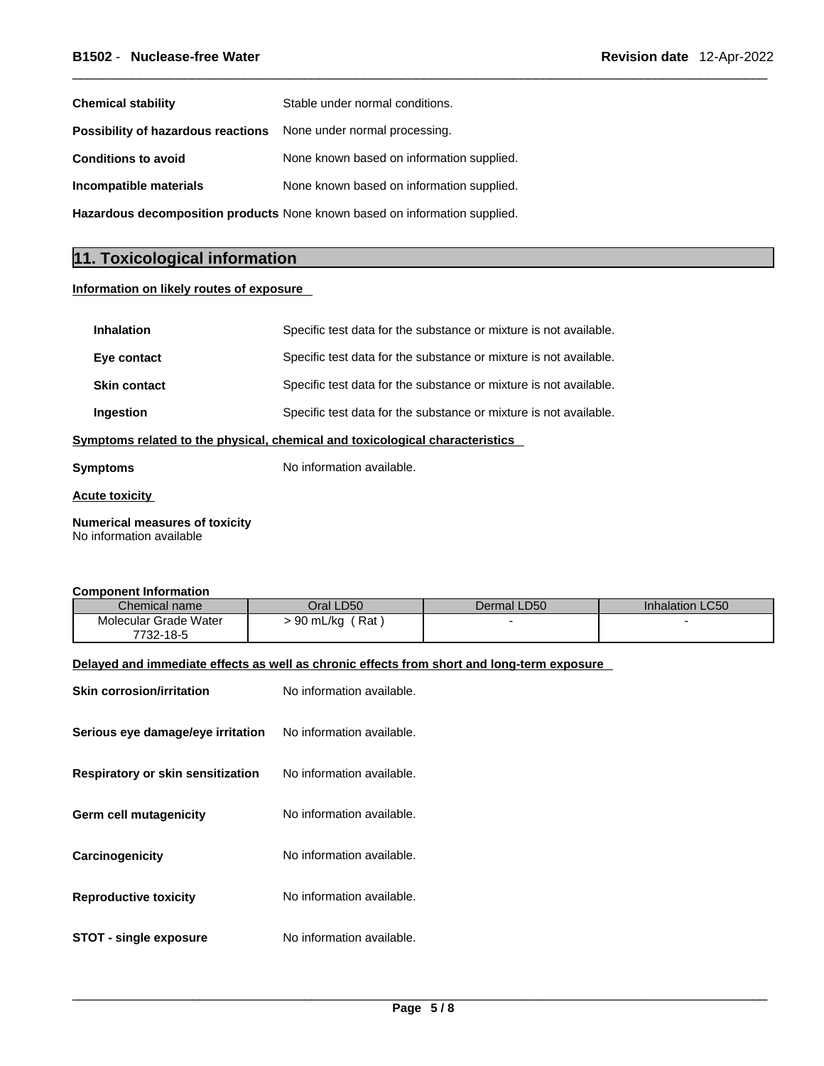**Chemical stability** Stable under normal conditions.

**Possibility of hazardous reactions** None under normal processing.

**Conditions to avoid** None known based on information supplied.

**Incompatible materials** None known based on information supplied.

**Hazardous decomposition products** None known based on information supplied.

## 11. Toxicological information

**Information on likely routes of exposure**

**Inhalation** Specific test data for the substance or mixture is not available.

**Eye contact** Specific test data for the substance or mixture is not available.

**Skin contact** Specific test data for the substance or mixture is not available.

**Ingestion** Specific test data for the substance or mixture is not available.

**Symptoms related to the physical, chemical and toxicological characteristics**

**Symptoms** No information available.

**Acute toxicity**

**Numerical measures of toxicity**
No information available

**Component Information**

| Chemical name | Oral LD50 | Dermal LD50 | Inhalation LC50 |
|---|---|---|---|
| Molecular Grade Water 7732-18-5 | > 90 mL/kg ( Rat ) | - | - |

**Delayed and immediate effects as well as chronic effects from short and long-term exposure**

**Skin corrosion/irritation** No information available.

**Serious eye damage/eye irritation** No information available.

**Respiratory or skin sensitization** No information available.

**Germ cell mutagenicity** No information available.

**Carcinogenicity** No information available.

**Reproductive toxicity** No information available.

**STOT - single exposure** No information available.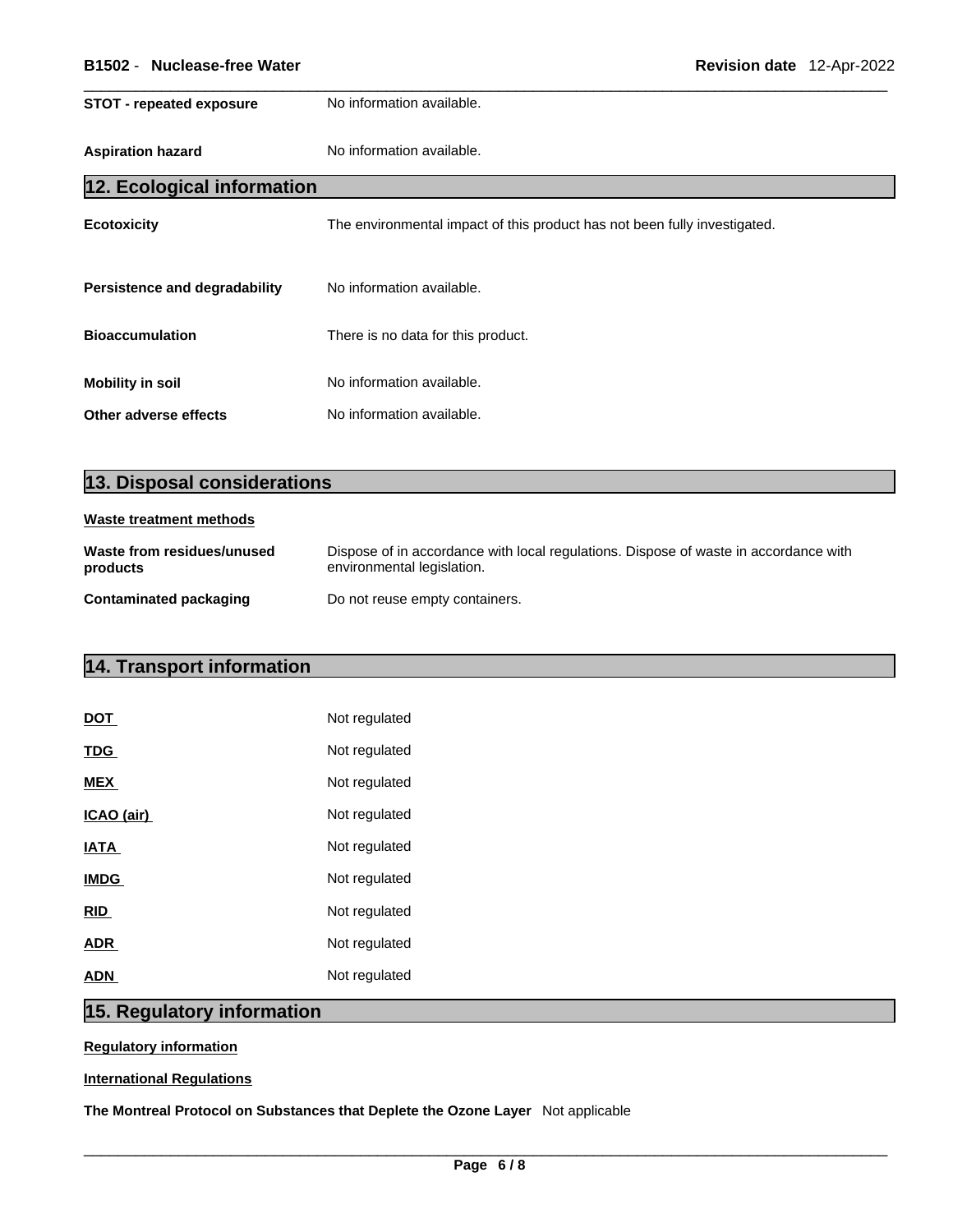**STOT - repeated exposure** No information available.

**Aspiration hazard** No information available.

## 12. Ecological information

**Ecotoxicity** The environmental impact of this product has not been fully investigated.

**Persistence and degradability** No information available.

**Bioaccumulation** There is no data for this product.

**Mobility in soil** No information available.

**Other adverse effects** No information available.

## 13. Disposal considerations

**Waste treatment methods**

**Waste from residues/unused products** Dispose of in accordance with local regulations. Dispose of waste in accordance with environmental legislation.

**Contaminated packaging** Do not reuse empty containers.

## 14. Transport information

**DOT** Not regulated

**TDG** Not regulated

**MEX** Not regulated

**ICAO (air)** Not regulated

**IATA** Not regulated

**IMDG** Not regulated

**RID** Not regulated

**ADR** Not regulated

**ADN** Not regulated

## 15. Regulatory information

**Regulatory information**

**International Regulations**

**The Montreal Protocol on Substances that Deplete the Ozone Layer** Not applicable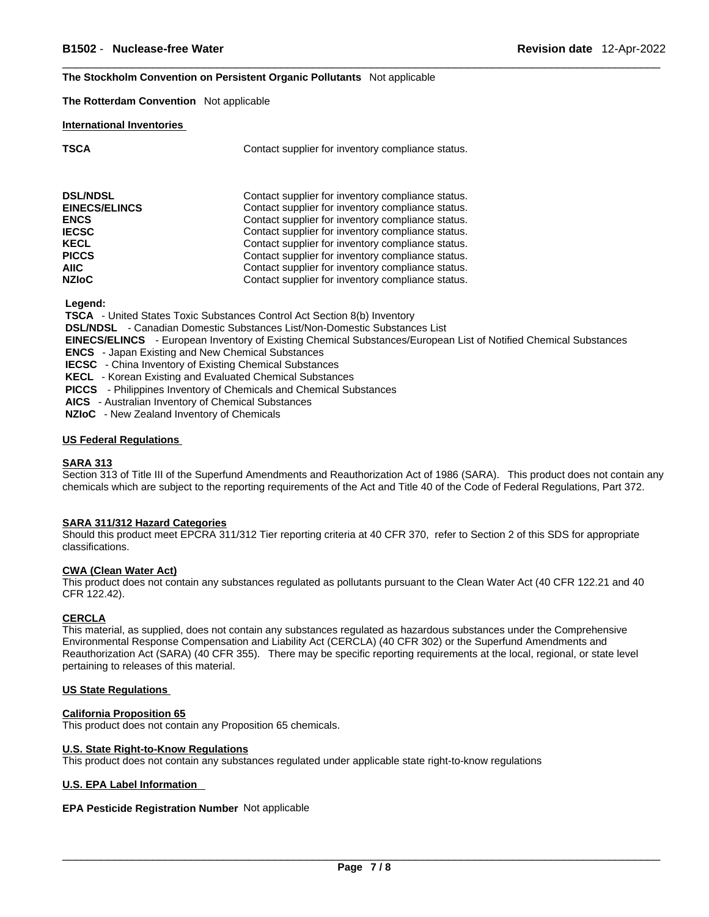**The Stockholm Convention on Persistent Organic Pollutants** Not applicable

**The Rotterdam Convention** Not applicable

## International Inventories

| | |
|---|---|
| **TSCA** | Contact supplier for inventory compliance status. |
| **DSL/NDSL** | Contact supplier for inventory compliance status. |
| **EINECS/ELINCS** | Contact supplier for inventory compliance status. |
| **ENCS** | Contact supplier for inventory compliance status. |
| **IECSC** | Contact supplier for inventory compliance status. |
| **KECL** | Contact supplier for inventory compliance status. |
| **PICCS** | Contact supplier for inventory compliance status. |
| **AIIC** | Contact supplier for inventory compliance status. |
| **NZIoC** | Contact supplier for inventory compliance status. |

**Legend:**

**TSCA** - United States Toxic Substances Control Act Section 8(b) Inventory
**DSL/NDSL** - Canadian Domestic Substances List/Non-Domestic Substances List
**EINECS/ELINCS** - European Inventory of Existing Chemical Substances/European List of Notified Chemical Substances
**ENCS** - Japan Existing and New Chemical Substances
**IECSC** - China Inventory of Existing Chemical Substances
**KECL** - Korean Existing and Evaluated Chemical Substances
**PICCS** - Philippines Inventory of Chemicals and Chemical Substances
**AICS** - Australian Inventory of Chemical Substances
**NZIoC** - New Zealand Inventory of Chemicals

## US Federal Regulations

### SARA 313

Section 313 of Title III of the Superfund Amendments and Reauthorization Act of 1986 (SARA). This product does not contain any chemicals which are subject to the reporting requirements of the Act and Title 40 of the Code of Federal Regulations, Part 372.

### SARA 311/312 Hazard Categories

Should this product meet EPCRA 311/312 Tier reporting criteria at 40 CFR 370, refer to Section 2 of this SDS for appropriate classifications.

### CWA (Clean Water Act)

This product does not contain any substances regulated as pollutants pursuant to the Clean Water Act (40 CFR 122.21 and 40 CFR 122.42).

### CERCLA

This material, as supplied, does not contain any substances regulated as hazardous substances under the Comprehensive Environmental Response Compensation and Liability Act (CERCLA) (40 CFR 302) or the Superfund Amendments and Reauthorization Act (SARA) (40 CFR 355). There may be specific reporting requirements at the local, regional, or state level pertaining to releases of this material.

## US State Regulations

### California Proposition 65

This product does not contain any Proposition 65 chemicals.

### U.S. State Right-to-Know Regulations

This product does not contain any substances regulated under applicable state right-to-know regulations

## U.S. EPA Label Information

**EPA Pesticide Registration Number** Not applicable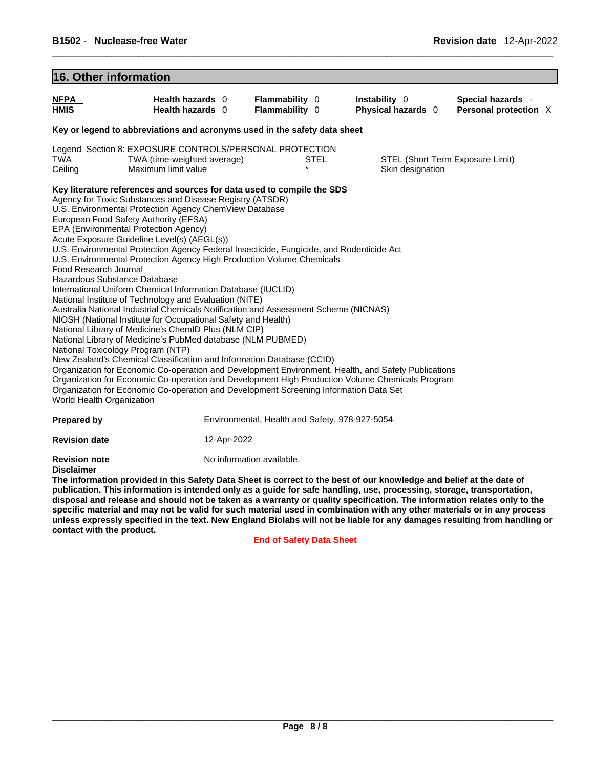## 16. Other information

| | | | | |
|---|---|---|---|---|
| **NFPA** | **Health hazards** 0 | **Flammability** 0 | **Instability** 0 | **Special hazards** - |
| **HMIS** | **Health hazards** 0 | **Flammability** 0 | **Physical hazards** 0 | **Personal protection** X |

**Key or legend to abbreviations and acronyms used in the safety data sheet**

Legend Section 8: EXPOSURE CONTROLS/PERSONAL PROTECTION

| | | | |
|---|---|---|---|
| TWA | TWA (time-weighted average) | STEL | STEL (Short Term Exposure Limit) |
| Ceiling | Maximum limit value | * | Skin designation |

**Key literature references and sources for data used to compile the SDS**

Agency for Toxic Substances and Disease Registry (ATSDR)
U.S. Environmental Protection Agency ChemView Database
European Food Safety Authority (EFSA)
EPA (Environmental Protection Agency)
Acute Exposure Guideline Level(s) (AEGL(s))
U.S. Environmental Protection Agency Federal Insecticide, Fungicide, and Rodenticide Act
U.S. Environmental Protection Agency High Production Volume Chemicals
Food Research Journal
Hazardous Substance Database
International Uniform Chemical Information Database (IUCLID)
National Institute of Technology and Evaluation (NITE)
Australia National Industrial Chemicals Notification and Assessment Scheme (NICNAS)
NIOSH (National Institute for Occupational Safety and Health)
National Library of Medicine's ChemID Plus (NLM CIP)
National Library of Medicine's PubMed database (NLM PUBMED)
National Toxicology Program (NTP)
New Zealand's Chemical Classification and Information Database (CCID)
Organization for Economic Co-operation and Development Environment, Health, and Safety Publications
Organization for Economic Co-operation and Development High Production Volume Chemicals Program
Organization for Economic Co-operation and Development Screening Information Data Set
World Health Organization

**Prepared by** Environmental, Health and Safety, 978-927-5054

**Revision date** 12-Apr-2022

**Revision note** No information available.

**Disclaimer**

**The information provided in this Safety Data Sheet is correct to the best of our knowledge and belief at the date of publication. This information is intended only as a guide for safe handling, use, processing, storage, transportation, disposal and release and should not be taken as a warranty or quality specification. The information relates only to the specific material and may not be valid for such material used in combination with any other materials or in any process unless expressly specified in the text. New England Biolabs will not be liable for any damages resulting from handling or contact with the product.**

**End of Safety Data Sheet**